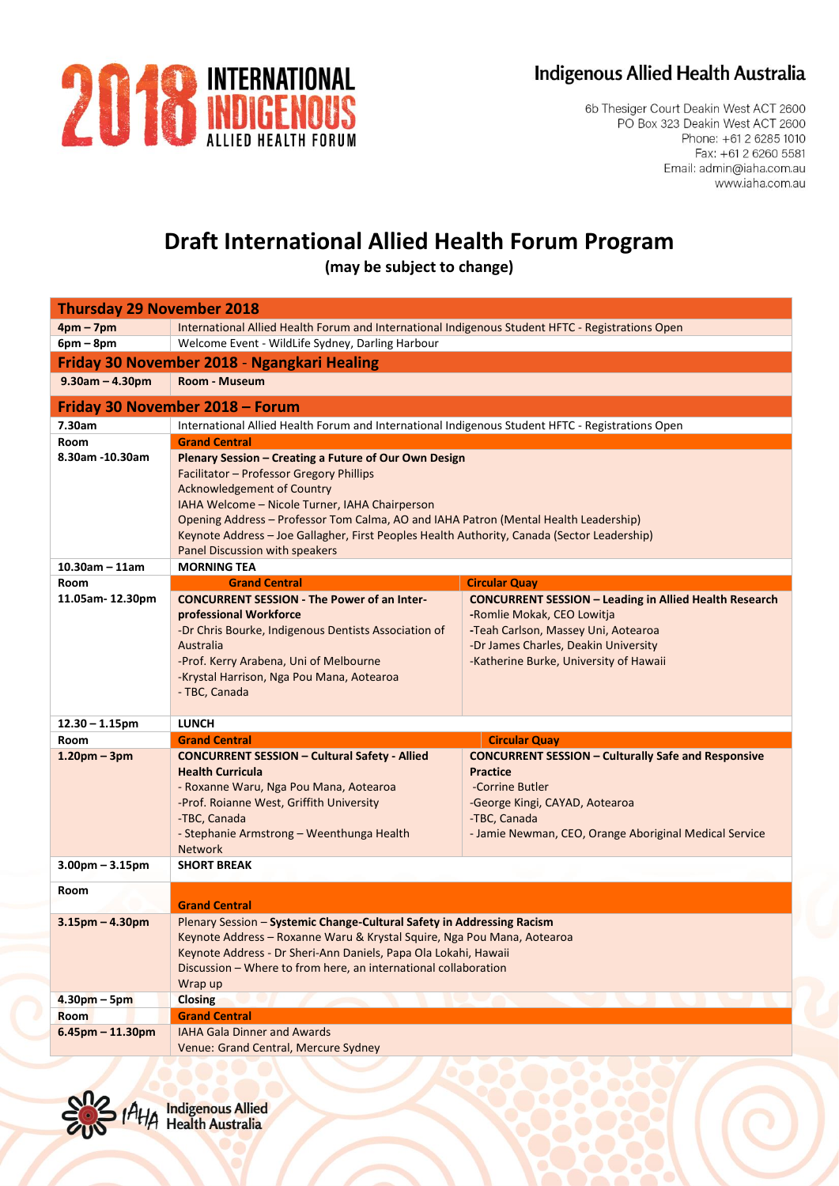2018 INTERNATIONAL INDIGENOUS ALLIED HEALTH FORUM

**Indigenous Allied Health Australia**

6b Thesiger Court Deakin West ACT 2600
PO Box 323 Deakin West ACT 2600
Phone: +61 2 6285 1010
Fax: +61 2 6260 5581
Email: admin@iaha.com.au
www.iaha.com.au

# Draft International Allied Health Forum Program

**(may be subject to change)**

| **Thursday 29 November 2018** | | |
|---|---|---|
| **4pm – 7pm** | International Allied Health Forum and International Indigenous Student HFTC - Registrations Open | |
| **6pm – 8pm** | Welcome Event - WildLife Sydney, Darling Harbour | |
| **Friday 30 November 2018 - Ngangkari Healing** | | |
| **9.30am – 4.30pm** | **Room - Museum** | |
| **Friday 30 November 2018 – Forum** | | |
| **7.30am** | International Allied Health Forum and International Indigenous Student HFTC - Registrations Open | |
| **Room** | **Grand Central** | |
| **8.30am -10.30am** | **Plenary Session – Creating a Future of Our Own Design**<br>Facilitator – Professor Gregory Phillips<br>Acknowledgement of Country<br>IAHA Welcome – Nicole Turner, IAHA Chairperson<br>Opening Address – Professor Tom Calma, AO and IAHA Patron (Mental Health Leadership)<br>Keynote Address – Joe Gallagher, First Peoples Health Authority, Canada (Sector Leadership)<br>Panel Discussion with speakers | |
| **10.30am – 11am** | **MORNING TEA** | |
| **Room** | **Grand Central** | **Circular Quay** |
| **11.05am- 12.30pm** | **CONCURRENT SESSION - The Power of an Inter-professional Workforce**<br>-Dr Chris Bourke, Indigenous Dentists Association of Australia<br>-Prof. Kerry Arabena, Uni of Melbourne<br>-Krystal Harrison, Nga Pou Mana, Aotearoa<br>- TBC, Canada | **CONCURRENT SESSION – Leading in Allied Health Research**<br>-Romlie Mokak, CEO Lowitja<br>-Teah Carlson, Massey Uni, Aotearoa<br>-Dr James Charles, Deakin University<br>-Katherine Burke, University of Hawaii |
| **12.30 – 1.15pm** | **LUNCH** | |
| **Room** | **Grand Central** | **Circular Quay** |
| **1.20pm – 3pm** | **CONCURRENT SESSION – Cultural Safety - Allied Health Curricula**<br>- Roxanne Waru, Nga Pou Mana, Aotearoa<br>-Prof. Roianne West, Griffith University<br>-TBC, Canada<br>- Stephanie Armstrong – Weenthunga Health Network | **CONCURRENT SESSION – Culturally Safe and Responsive Practice**<br>-Corrine Butler<br>-George Kingi, CAYAD, Aotearoa<br>-TBC, Canada<br>- Jamie Newman, CEO, Orange Aboriginal Medical Service |
| **3.00pm – 3.15pm** | **SHORT BREAK** | |
| **Room** | **Grand Central** | |
| **3.15pm – 4.30pm** | Plenary Session – **Systemic Change-Cultural Safety in Addressing Racism**<br>Keynote Address – Roxanne Waru & Krystal Squire, Nga Pou Mana, Aotearoa<br>Keynote Address - Dr Sheri-Ann Daniels, Papa Ola Lokahi, Hawaii<br>Discussion – Where to from here, an international collaboration<br>Wrap up | |
| **4.30pm – 5pm** | **Closing** | |
| **Room** | **Grand Central** | |
| **6.45pm – 11.30pm** | IAHA Gala Dinner and Awards<br>Venue: Grand Central, Mercure Sydney | |

IAHA Indigenous Allied Health Australia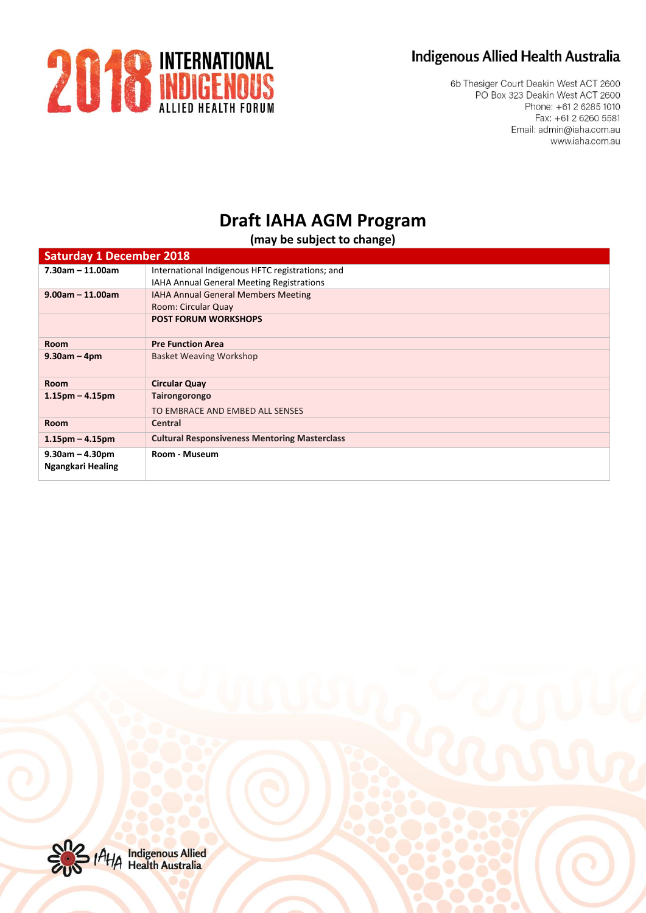**2018 INTERNATIONAL INDIGENOUS ALLIED HEALTH FORUM**

**Indigenous Allied Health Australia**

6b Thesiger Court Deakin West ACT 2600
PO Box 323 Deakin West ACT 2600
Phone: +61 2 6285 1010
Fax: +61 2 6260 5581
Email: admin@iaha.com.au
www.iaha.com.au

# Draft IAHA AGM Program

**(may be subject to change)**

| **Saturday 1 December 2018** | |
|---|---|
| **7.30am – 11.00am** | International Indigenous HFTC registrations; and IAHA Annual General Meeting Registrations |
| **9.00am – 11.00am** | IAHA Annual General Members Meeting Room: Circular Quay |
| | **POST FORUM WORKSHOPS** |
| **Room** | **Pre Function Area** |
| **9.30am – 4pm** | Basket Weaving Workshop |
| **Room** | **Circular Quay** |
| **1.15pm – 4.15pm** | **Tairongorongo** TO EMBRACE AND EMBED ALL SENSES |
| **Room** | **Central** |
| **1.15pm – 4.15pm** | **Cultural Responsiveness Mentoring Masterclass** |
| **9.30am – 4.30pm Ngangkari Healing** | **Room - Museum** |

Indigenous Allied Health Australia